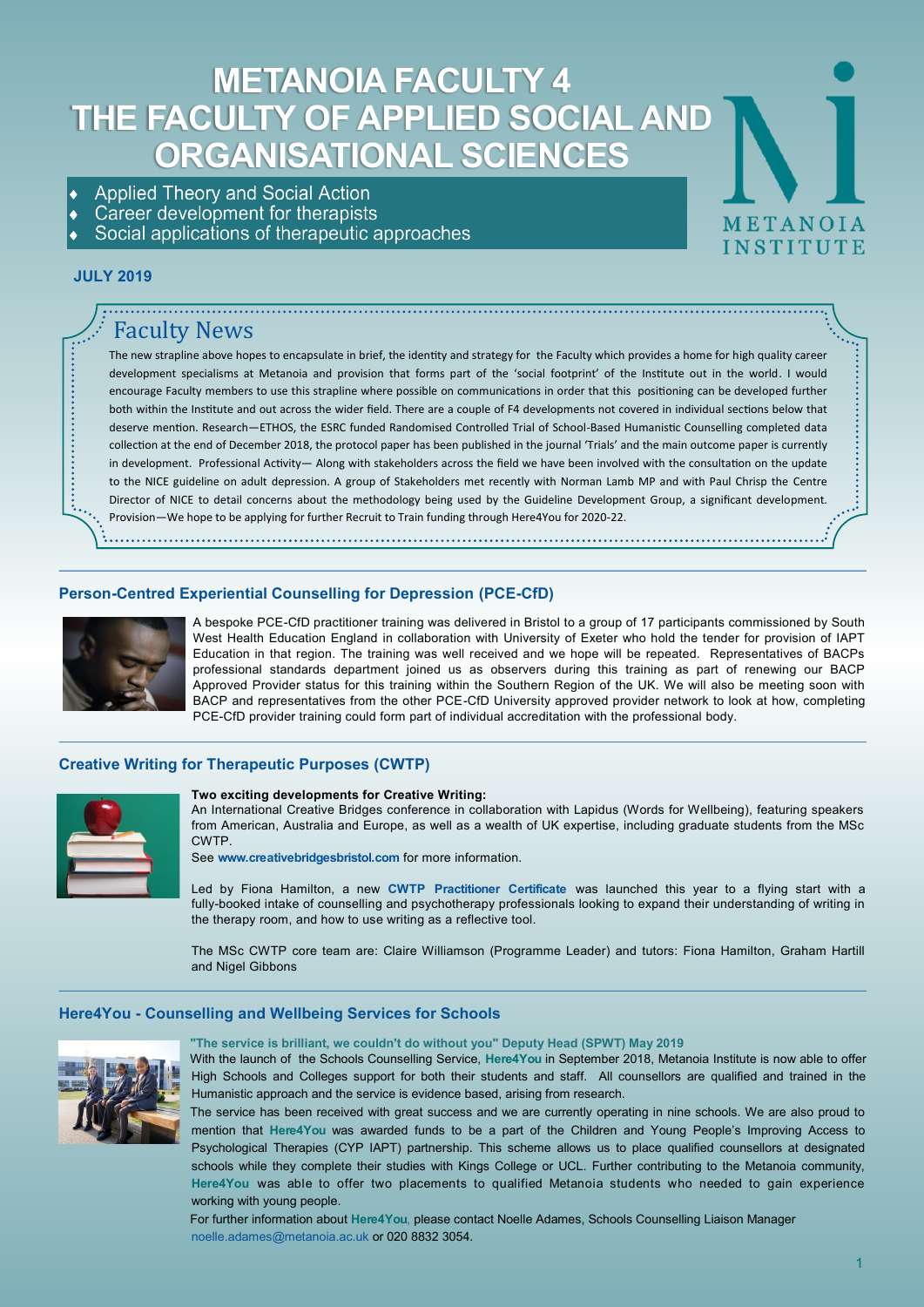# METANOIA FACULTY 4
# THE FACULTY OF APPLIED SOCIAL AND ORGANISATIONAL SCIENCES

- Applied Theory and Social Action
- Career development for therapists
- Social applications of therapeutic approaches

METANOIA INSTITUTE

**JULY 2019**

## Faculty News

The new strapline above hopes to encapsulate in brief, the identity and strategy for the Faculty which provides a home for high quality career development specialisms at Metanoia and provision that forms part of the 'social footprint' of the Institute out in the world. I would encourage Faculty members to use this strapline where possible on communications in order that this positioning can be developed further both within the Institute and out across the wider field. There are a couple of F4 developments not covered in individual sections below that deserve mention. Research—ETHOS, the ESRC funded Randomised Controlled Trial of School-Based Humanistic Counselling completed data collection at the end of December 2018, the protocol paper has been published in the journal 'Trials' and the main outcome paper is currently in development. Professional Activity— Along with stakeholders across the field we have been involved with the consultation on the update to the NICE guideline on adult depression. A group of Stakeholders met recently with Norman Lamb MP and with Paul Chrisp the Centre Director of NICE to detail concerns about the methodology being used by the Guideline Development Group, a significant development. Provision—We hope to be applying for further Recruit to Train funding through Here4You for 2020-22.

### Person-Centred Experiential Counselling for Depression (PCE-CfD)

A bespoke PCE-CfD practitioner training was delivered in Bristol to a group of 17 participants commissioned by South West Health Education England in collaboration with University of Exeter who hold the tender for provision of IAPT Education in that region. The training was well received and we hope will be repeated. Representatives of BACPs professional standards department joined us as observers during this training as part of renewing our BACP Approved Provider status for this training within the Southern Region of the UK. We will also be meeting soon with BACP and representatives from the other PCE-CfD University approved provider network to look at how, completing PCE-CfD provider training could form part of individual accreditation with the professional body.

### Creative Writing for Therapeutic Purposes (CWTP)

**Two exciting developments for Creative Writing:**

An International Creative Bridges conference in collaboration with Lapidus (Words for Wellbeing), featuring speakers from American, Australia and Europe, as well as a wealth of UK expertise, including graduate students from the MSc CWTP.

See **www.creativebridgesbristol.com** for more information.

Led by Fiona Hamilton, a new **CWTP Practitioner Certificate** was launched this year to a flying start with a fully-booked intake of counselling and psychotherapy professionals looking to expand their understanding of writing in the therapy room, and how to use writing as a reflective tool.

The MSc CWTP core team are: Claire Williamson (Programme Leader) and tutors: Fiona Hamilton, Graham Hartill and Nigel Gibbons

### Here4You - Counselling and Wellbeing Services for Schools

**"The service is brilliant, we couldn't do without you" Deputy Head (SPWT) May 2019**

With the launch of the Schools Counselling Service, **Here4You** in September 2018, Metanoia Institute is now able to offer High Schools and Colleges support for both their students and staff. All counsellors are qualified and trained in the Humanistic approach and the service is evidence based, arising from research.

The service has been received with great success and we are currently operating in nine schools. We are also proud to mention that **Here4You** was awarded funds to be a part of the Children and Young People's Improving Access to Psychological Therapies (CYP IAPT) partnership. This scheme allows us to place qualified counsellors at designated schools while they complete their studies with Kings College or UCL. Further contributing to the Metanoia community, **Here4You** was able to offer two placements to qualified Metanoia students who needed to gain experience working with young people.

For further information about **Here4You**, please contact Noelle Adames, Schools Counselling Liaison Manager noelle.adames@metanoia.ac.uk or 020 8832 3054.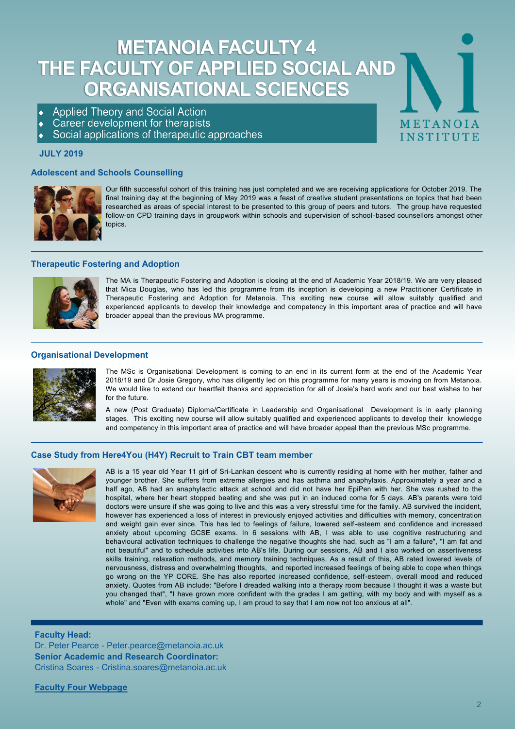# METANOIA FACULTY 4
# THE FACULTY OF APPLIED SOCIAL AND ORGANISATIONAL SCIENCES

- Applied Theory and Social Action
- Career development for therapists
- Social applications of therapeutic approaches

METANOIA INSTITUTE

**JULY 2019**

### Adolescent and Schools Counselling

Our fifth successful cohort of this training has just completed and we are receiving applications for October 2019. The final training day at the beginning of May 2019 was a feast of creative student presentations on topics that had been researched as areas of special interest to be presented to this group of peers and tutors. The group have requested follow-on CPD training days in groupwork within schools and supervision of school-based counsellors amongst other topics.

### Therapeutic Fostering and Adoption

The MA is Therapeutic Fostering and Adoption is closing at the end of Academic Year 2018/19. We are very pleased that Mica Douglas, who has led this programme from its inception is developing a new Practitioner Certificate in Therapeutic Fostering and Adoption for Metanoia. This exciting new course will allow suitably qualified and experienced applicants to develop their knowledge and competency in this important area of practice and will have broader appeal than the previous MA programme.

### Organisational Development

The MSc is Organisational Development is coming to an end in its current form at the end of the Academic Year 2018/19 and Dr Josie Gregory, who has diligently led on this programme for many years is moving on from Metanoia. We would like to extend our heartfelt thanks and appreciation for all of Josie's hard work and our best wishes to her for the future.

A new (Post Graduate) Diploma/Certificate in Leadership and Organisational Development is in early planning stages. This exciting new course will allow suitably qualified and experienced applicants to develop their knowledge and competency in this important area of practice and will have broader appeal than the previous MSc programme.

### Case Study from Here4You (H4Y) Recruit to Train CBT team member

AB is a 15 year old Year 11 girl of Sri-Lankan descent who is currently residing at home with her mother, father and younger brother. She suffers from extreme allergies and has asthma and anaphylaxis. Approximately a year and a half ago, AB had an anaphylactic attack at school and did not have her EpiPen with her. She was rushed to the hospital, where her heart stopped beating and she was put in an induced coma for 5 days. AB's parents were told doctors were unsure if she was going to live and this was a very stressful time for the family. AB survived the incident, however has experienced a loss of interest in previously enjoyed activities and difficulties with memory, concentration and weight gain ever since. This has led to feelings of failure, lowered self-esteem and confidence and increased anxiety about upcoming GCSE exams. In 6 sessions with AB, I was able to use cognitive restructuring and behavioural activation techniques to challenge the negative thoughts she had, such as "I am a failure", "I am fat and not beautiful" and to schedule activities into AB's life. During our sessions, AB and I also worked on assertiveness skills training, relaxation methods, and memory training techniques. As a result of this, AB rated lowered levels of nervousness, distress and overwhelming thoughts, and reported increased feelings of being able to cope when things go wrong on the YP CORE. She has also reported increased confidence, self-esteem, overall mood and reduced anxiety. Quotes from AB include: "Before I dreaded walking into a therapy room because I thought it was a waste but you changed that", "I have grown more confident with the grades I am getting, with my body and with myself as a whole" and "Even with exams coming up, I am proud to say that I am now not too anxious at all".

**Faculty Head:**
Dr. Peter Pearce - Peter.pearce@metanoia.ac.uk
**Senior Academic and Research Coordinator:**
Cristina Soares - Cristina.soares@metanoia.ac.uk

**Faculty Four Webpage**